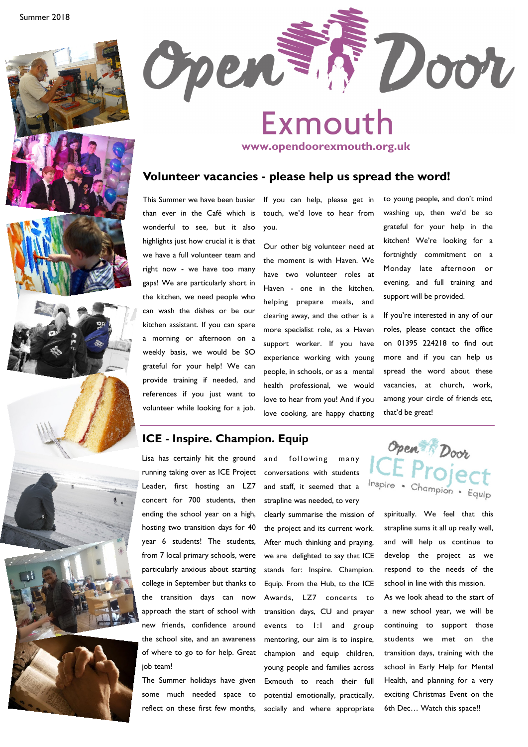Summer 2018

# Open Door Exmouth

www.opendoorexmouth.org.uk

## Volunteer vacancies - please help us spread the word!

This Summer we have been busier than ever in the Café which is wonderful to see, but it also highlights just how crucial it is that we have a full volunteer team and right now - we have too many gaps! We are particularly short in the kitchen, we need people who can wash the dishes or be our kitchen assistant. If you can spare a morning or afternoon on a weekly basis, we would be SO grateful for your help! We can provide training if needed, and references if you just want to volunteer while looking for a job. If you can help, please get in touch, we'd love to hear from you.

Our other big volunteer need at the moment is with Haven. We have two volunteer roles at Haven - one in the kitchen, helping prepare meals, and clearing away, and the other is a more specialist role, as a Haven support worker. If you have experience working with young people, in schools, or as a mental health professional, we would love to hear from you! And if you love cooking, are happy chatting to young people, and don't mind washing up, then we'd be so grateful for your help in the kitchen! We're looking for a fortnightly commitment on a Monday late afternoon or evening, and full training and support will be provided.

If you're interested in any of our roles, please contact the office on 01395 224218 to find out more and if you can help us spread the word about these vacancies, at church, work, among your circle of friends etc, that'd be great!

## ICE - Inspire. Champion. Equip

Open Door ICE Project
Inspire • Champion • Equip

Lisa has certainly hit the ground running taking over as ICE Project Leader, first hosting an LZ7 concert for 700 students, then ending the school year on a high, hosting two transition days for 40 year 6 students! The students, from 7 local primary schools, were particularly anxious about starting college in September but thanks to the transition days can now approach the start of school with new friends, confidence around the school site, and an awareness of where to go to for help. Great job team!

The Summer holidays have given some much needed space to reflect on these first few months, and following many conversations with students and staff, it seemed that a strapline was needed, to very clearly summarise the mission of the project and its current work. After much thinking and praying, we are delighted to say that ICE stands for: Inspire. Champion. Equip. From the Hub, to the ICE Awards, LZ7 concerts to transition days, CU and prayer events to 1:1 and group mentoring, our aim is to inspire, champion and equip children, young people and families across Exmouth to reach their full potential emotionally, practically, socially and where appropriate spiritually. We feel that this strapline sums it all up really well, and will help us continue to develop the project as we respond to the needs of the school in line with this mission.

As we look ahead to the start of a new school year, we will be continuing to support those students we met on the transition days, training with the school in Early Help for Mental Health, and planning for a very exciting Christmas Event on the 6th Dec… Watch this space!!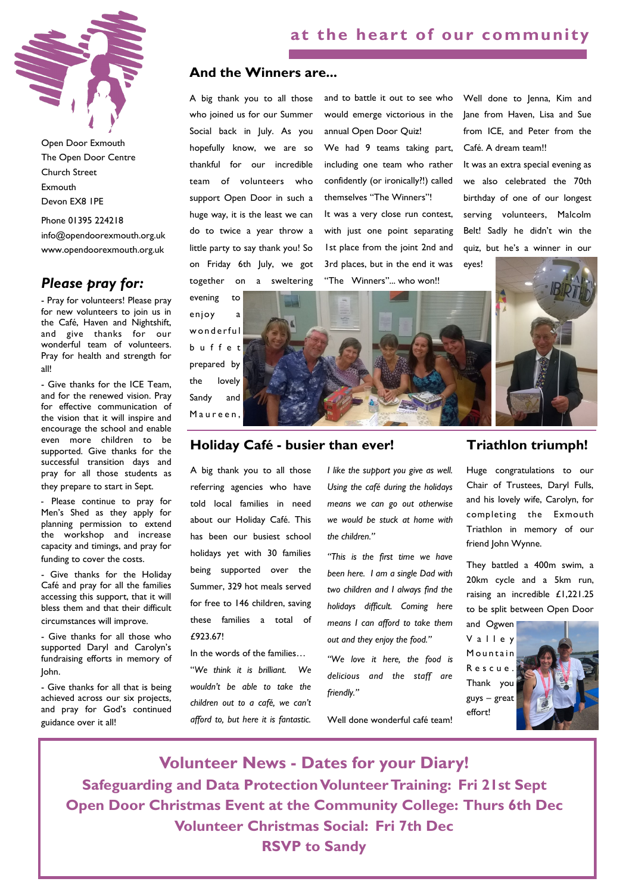# at the heart of our community

Open Door Exmouth
The Open Door Centre
Church Street
Exmouth
Devon EX8 1PE

Phone 01395 224218
info@opendoorexmouth.org.uk
www.opendoorexmouth.org.uk

## *Please pray for:*

- Pray for volunteers! Please pray for new volunteers to join us in the Café, Haven and Nightshift, and give thanks for our wonderful team of volunteers. Pray for health and strength for all!

- Give thanks for the ICE Team, and for the renewed vision. Pray for effective communication of the vision that it will inspire and encourage the school and enable even more children to be supported. Give thanks for the successful transition days and pray for all those students as they prepare to start in Sept.

- Please continue to pray for Men's Shed as they apply for planning permission to extend the workshop and increase capacity and timings, and pray for funding to cover the costs.

- Give thanks for the Holiday Café and pray for all the families accessing this support, that it will bless them and that their difficult circumstances will improve.

- Give thanks for all those who supported Daryl and Carolyn's fundraising efforts in memory of John.

- Give thanks for all that is being achieved across our six projects, and pray for God's continued guidance over it all!

## And the Winners are...

A big thank you to all those who joined us for our Summer Social back in July. As you hopefully know, we are so thankful for our incredible team of volunteers who support Open Door in such a huge way, it is the least we can do to twice a year throw a little party to say thank you! So on Friday 6th July, we got together on a sweltering evening to enjoy a wonderful buffet prepared by the lovely Sandy and Maureen, and to battle it out to see who would emerge victorious in the annual Open Door Quiz!

We had 9 teams taking part, including one team who rather confidently (or ironically?!) called themselves "The Winners"!

It was a very close run contest, with just one point separating 1st place from the joint 2nd and 3rd places, but in the end it was "The Winners"... who won!!

Well done to Jenna, Kim and Jane from Haven, Lisa and Sue from ICE, and Peter from the Café. A dream team!!

It was an extra special evening as we also celebrated the 70th birthday of one of our longest serving volunteers, Malcolm Belt! Sadly he didn't win the quiz, but he's a winner in our eyes!

## Holiday Café - busier than ever!

A big thank you to all those referring agencies who have told local families in need about our Holiday Café. This has been our busiest school holidays yet with 30 families being supported over the Summer, 329 hot meals served for free to 146 children, saving these families a total of £923.67!

In the words of the families…

"*We think it is brilliant. We wouldn't be able to take the children out to a café, we can't afford to, but here it is fantastic. I like the support you give as well. Using the café during the holidays means we can go out otherwise we would be stuck at home with the children.*"

*"This is the first time we have been here. I am a single Dad with two children and I always find the holidays difficult. Coming here means I can afford to take them out and they enjoy the food."*

*"We love it here, the food is delicious and the staff are friendly."*

Well done wonderful café team!

## Triathlon triumph!

Huge congratulations to our Chair of Trustees, Daryl Fulls, and his lovely wife, Carolyn, for completing the Exmouth Triathlon in memory of our friend John Wynne.

They battled a 400m swim, a 20km cycle and a 5km run, raising an incredible £1,221.25 to be split between Open Door and Ogwen Valley Mountain Rescue. Thank you guys – great effort!

## Volunteer News - Dates for your Diary!

**Safeguarding and Data Protection Volunteer Training: Fri 21st Sept**
**Open Door Christmas Event at the Community College: Thurs 6th Dec**
**Volunteer Christmas Social: Fri 7th Dec**
**RSVP to Sandy**